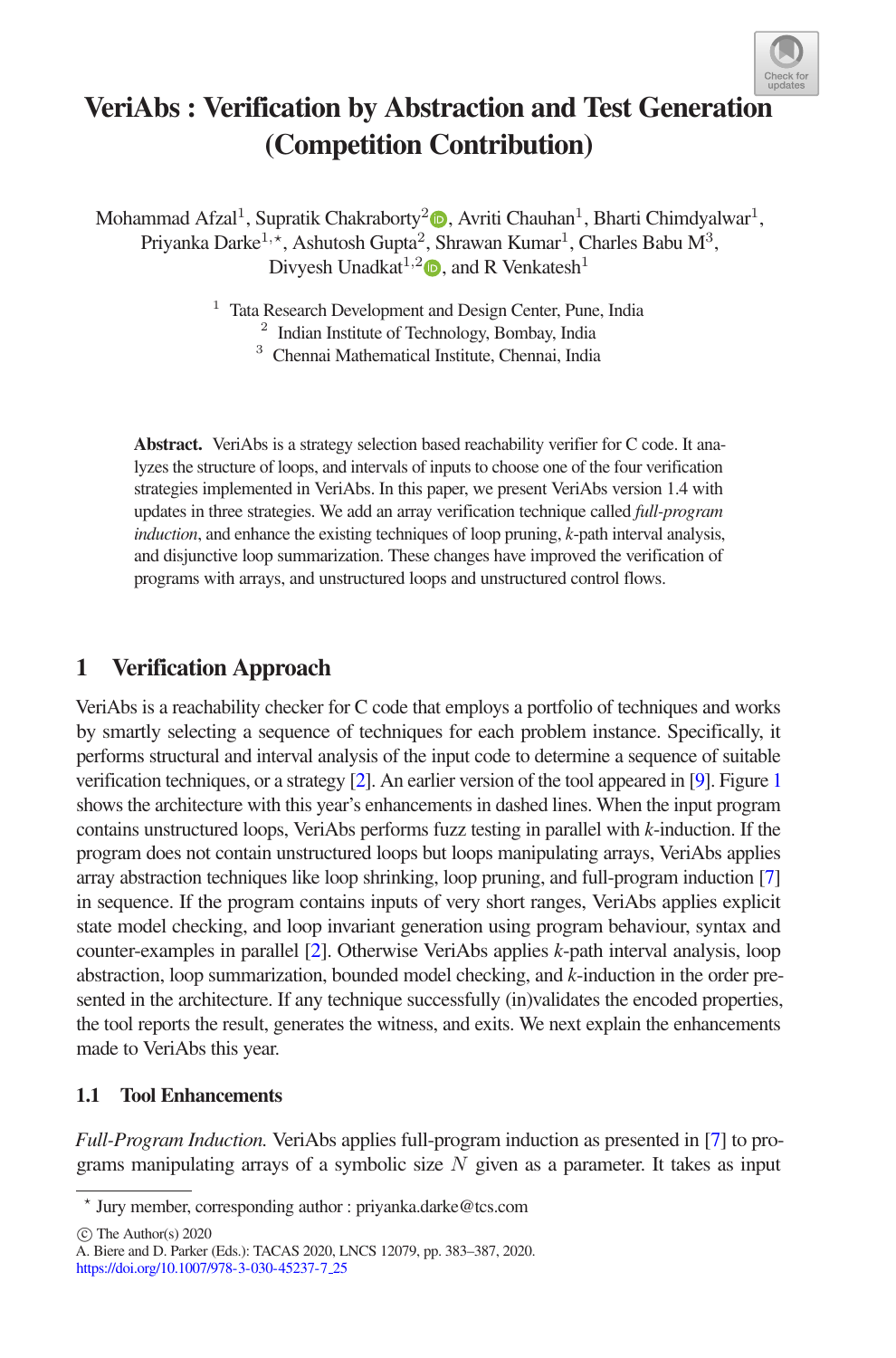# VeriAbs : Verification by Abstraction and Test Generation (Competition Contribution)

Mohammad Afzal[1], Supratik Chakraborty[2], Avriti Chauhan[1], Bharti Chimdyalwar[1], Priyanka Darke[1,⋆], Ashutosh Gupta[2], Shrawan Kumar[1], Charles Babu M[3], Divyesh Unadkat[1,2], and R Venkatesh[1]

[1] Tata Research Development and Design Center, Pune, India
[2] Indian Institute of Technology, Bombay, India
[3] Chennai Mathematical Institute, Chennai, India

**Abstract.** VeriAbs is a strategy selection based reachability verifier for C code. It analyzes the structure of loops, and intervals of inputs to choose one of the four verification strategies implemented in VeriAbs. In this paper, we present VeriAbs version 1.4 with updates in three strategies. We add an array verification technique called *full-program induction*, and enhance the existing techniques of loop pruning, *k*-path interval analysis, and disjunctive loop summarization. These changes have improved the verification of programs with arrays, and unstructured loops and unstructured control flows.

## 1 Verification Approach

VeriAbs is a reachability checker for C code that employs a portfolio of techniques and works by smartly selecting a sequence of techniques for each problem instance. Specifically, it performs structural and interval analysis of the input code to determine a sequence of suitable verification techniques, or a strategy [2]. An earlier version of the tool appeared in [9]. Figure 1 shows the architecture with this year's enhancements in dashed lines. When the input program contains unstructured loops, VeriAbs performs fuzz testing in parallel with *k*-induction. If the program does not contain unstructured loops but loops manipulating arrays, VeriAbs applies array abstraction techniques like loop shrinking, loop pruning, and full-program induction [7] in sequence. If the program contains inputs of very short ranges, VeriAbs applies explicit state model checking, and loop invariant generation using program behaviour, syntax and counter-examples in parallel [2]. Otherwise VeriAbs applies *k*-path interval analysis, loop abstraction, loop summarization, bounded model checking, and *k*-induction in the order presented in the architecture. If any technique successfully (in)validates the encoded properties, the tool reports the result, generates the witness, and exits. We next explain the enhancements made to VeriAbs this year.

### 1.1 Tool Enhancements

*Full-Program Induction.* VeriAbs applies full-program induction as presented in [7] to programs manipulating arrays of a symbolic size $N$ given as a parameter. It takes as input

---

⋆ Jury member, corresponding author : priyanka.darke@tcs.com

© The Author(s) 2020
A. Biere and D. Parker (Eds.): TACAS 2020, LNCS 12079, pp. 383–387, 2020.
https://doi.org/10.1007/978-3-030-45237-7_25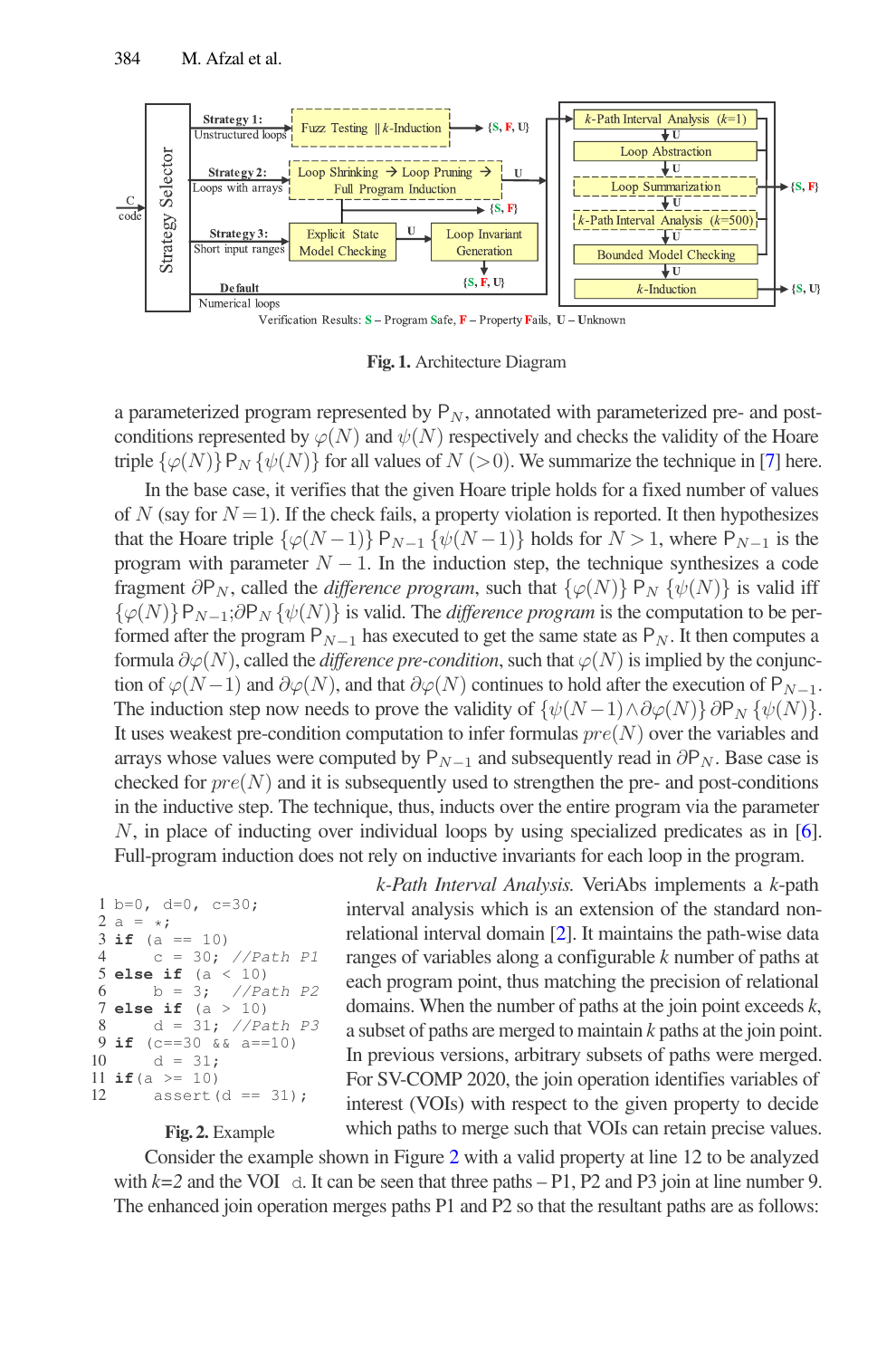Fig. 1. Architecture Diagram

a parameterized program represented by $\mathsf{P}_N$, annotated with parameterized pre- and post-conditions represented by $\varphi(N)$ and $\psi(N)$ respectively and checks the validity of the Hoare triple $\{\varphi(N)\}\,\mathsf{P}_N\,\{\psi(N)\}$ for all values of $N\ (>0)$. We summarize the technique in [7] here.

In the base case, it verifies that the given Hoare triple holds for a fixed number of values of $N$ (say for $N=1$). If the check fails, a property violation is reported. It then hypothesizes that the Hoare triple $\{\varphi(N-1)\}\,\mathsf{P}_{N-1}\,\{\psi(N-1)\}$ holds for $N>1$, where $\mathsf{P}_{N-1}$ is the program with parameter $N-1$. In the induction step, the technique synthesizes a code fragment $\partial\mathsf{P}_N$, called the *difference program*, such that $\{\varphi(N)\}\,\mathsf{P}_N\,\{\psi(N)\}$ is valid iff $\{\varphi(N)\}\,\mathsf{P}_{N-1};\partial\mathsf{P}_N\,\{\psi(N)\}$ is valid. The *difference program* is the computation to be performed after the program $\mathsf{P}_{N-1}$ has executed to get the same state as $\mathsf{P}_N$. It then computes a formula $\partial\varphi(N)$, called the *difference pre-condition*, such that $\varphi(N)$ is implied by the conjunction of $\varphi(N-1)$ and $\partial\varphi(N)$, and that $\partial\varphi(N)$ continues to hold after the execution of $\mathsf{P}_{N-1}$. The induction step now needs to prove the validity of $\{\psi(N-1) \wedge \partial\varphi(N)\}\,\partial\mathsf{P}_N\,\{\psi(N)\}$. It uses weakest pre-condition computation to infer formulas $pre(N)$ over the variables and arrays whose values were computed by $\mathsf{P}_{N-1}$ and subsequently read in $\partial\mathsf{P}_N$. Base case is checked for $pre(N)$ and it is subsequently used to strengthen the pre- and post-conditions in the inductive step. The technique, thus, inducts over the entire program via the parameter $N$, in place of inducting over individual loops by using specialized predicates as in [6]. Full-program induction does not rely on inductive invariants for each loop in the program.

*k-Path Interval Analysis.* VeriAbs implements a *k*-path interval analysis which is an extension of the standard non-relational interval domain [2]. It maintains the path-wise data ranges of variables along a configurable *k* number of paths at each program point, thus matching the precision of relational domains. When the number of paths at the join point exceeds *k*, a subset of paths are merged to maintain *k* paths at the join point. In previous versions, arbitrary subsets of paths were merged. For SV-COMP 2020, the join operation identifies variables of interest (VOIs) with respect to the given property to decide which paths to merge such that VOIs can retain precise values.

```
1  b=0, d=0, c=30;
2  a = *;
3  if (a == 10)
4      c = 30; //Path P1
5  else if (a < 10)
6      b = 3;  //Path P2
7  else if (a > 10)
8      d = 31; //Path P3
9  if (c==30 && a==10)
10     d = 31;
11 if(a >= 10)
12     assert(d == 31);
```

Fig. 2. Example

Consider the example shown in Figure 2 with a valid property at line 12 to be analyzed with *k=2* and the VOI d. It can be seen that three paths – P1, P2 and P3 join at line number 9. The enhanced join operation merges paths P1 and P2 so that the resultant paths are as follows: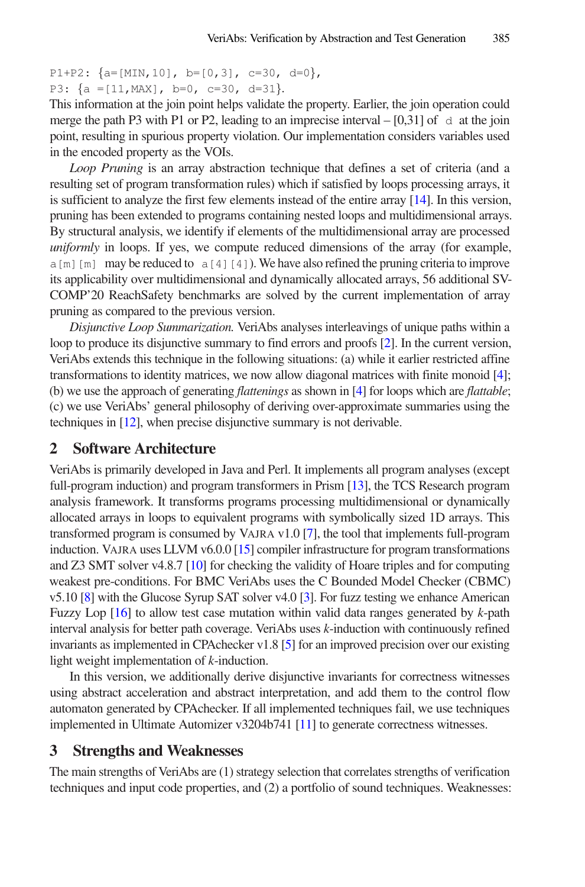```
P1+P2: {a=[MIN,10], b=[0,3], c=30, d=0},
P3: {a =[11,MAX], b=0, c=30, d=31}.
```

This information at the join point helps validate the property. Earlier, the join operation could merge the path P3 with P1 or P2, leading to an imprecise interval – [0,31] of `d` at the join point, resulting in spurious property violation. Our implementation considers variables used in the encoded property as the VOIs.

*Loop Pruning* is an array abstraction technique that defines a set of criteria (and a resulting set of program transformation rules) which if satisfied by loops processing arrays, it is sufficient to analyze the first few elements instead of the entire array [14]. In this version, pruning has been extended to programs containing nested loops and multidimensional arrays. By structural analysis, we identify if elements of the multidimensional array are processed *uniformly* in loops. If yes, we compute reduced dimensions of the array (for example, `a[m][m]` may be reduced to `a[4][4]`). We have also refined the pruning criteria to improve its applicability over multidimensional and dynamically allocated arrays, 56 additional SV-COMP'20 ReachSafety benchmarks are solved by the current implementation of array pruning as compared to the previous version.

*Disjunctive Loop Summarization.* VeriAbs analyses interleavings of unique paths within a loop to produce its disjunctive summary to find errors and proofs [2]. In the current version, VeriAbs extends this technique in the following situations: (a) while it earlier restricted affine transformations to identity matrices, we now allow diagonal matrices with finite monoid [4]; (b) we use the approach of generating *flattenings* as shown in [4] for loops which are *flattable*; (c) we use VeriAbs' general philosophy of deriving over-approximate summaries using the techniques in [12], when precise disjunctive summary is not derivable.

## 2 Software Architecture

VeriAbs is primarily developed in Java and Perl. It implements all program analyses (except full-program induction) and program transformers in Prism [13], the TCS Research program analysis framework. It transforms programs processing multidimensional or dynamically allocated arrays in loops to equivalent programs with symbolically sized 1D arrays. This transformed program is consumed by VAJRA v1.0 [7], the tool that implements full-program induction. VAJRA uses LLVM v6.0.0 [15] compiler infrastructure for program transformations and Z3 SMT solver v4.8.7 [10] for checking the validity of Hoare triples and for computing weakest pre-conditions. For BMC VeriAbs uses the C Bounded Model Checker (CBMC) v5.10 [8] with the Glucose Syrup SAT solver v4.0 [3]. For fuzz testing we enhance American Fuzzy Lop [16] to allow test case mutation within valid data ranges generated by $k$-path interval analysis for better path coverage. VeriAbs uses $k$-induction with continuously refined invariants as implemented in CPAchecker v1.8 [5] for an improved precision over our existing light weight implementation of $k$-induction.

In this version, we additionally derive disjunctive invariants for correctness witnesses using abstract acceleration and abstract interpretation, and add them to the control flow automaton generated by CPAchecker. If all implemented techniques fail, we use techniques implemented in Ultimate Automizer v3204b741 [11] to generate correctness witnesses.

## 3 Strengths and Weaknesses

The main strengths of VeriAbs are (1) strategy selection that correlates strengths of verification techniques and input code properties, and (2) a portfolio of sound techniques. Weaknesses: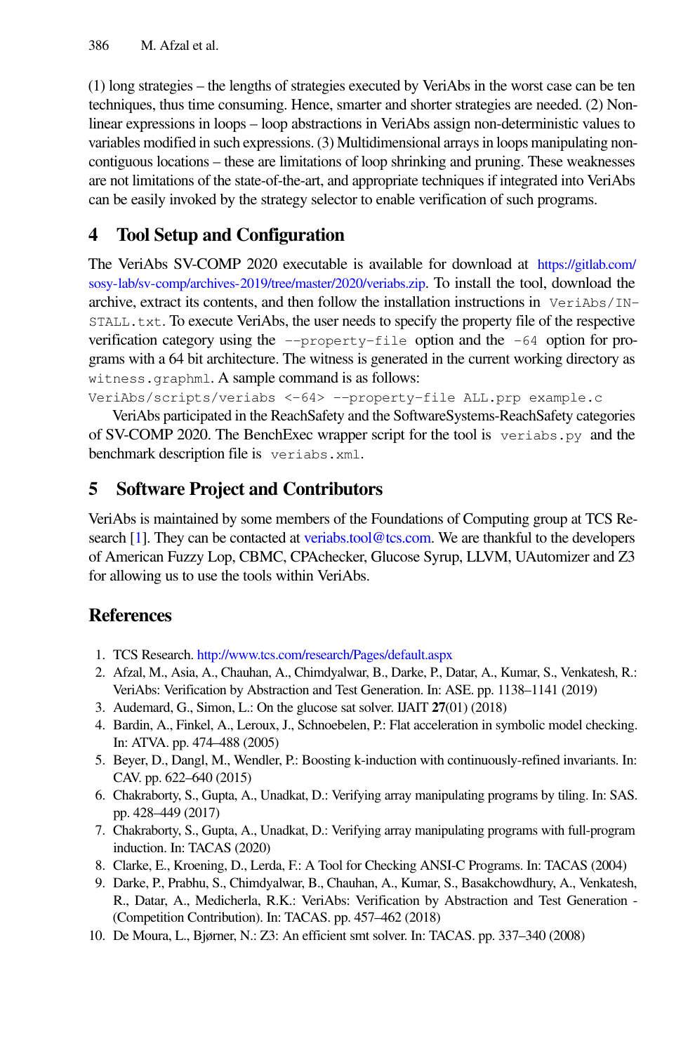(1) long strategies – the lengths of strategies executed by VeriAbs in the worst case can be ten techniques, thus time consuming. Hence, smarter and shorter strategies are needed. (2) Non-linear expressions in loops – loop abstractions in VeriAbs assign non-deterministic values to variables modified in such expressions. (3) Multidimensional arrays in loops manipulating non-contiguous locations – these are limitations of loop shrinking and pruning. These weaknesses are not limitations of the state-of-the-art, and appropriate techniques if integrated into VeriAbs can be easily invoked by the strategy selector to enable verification of such programs.

## 4 Tool Setup and Configuration

The VeriAbs SV-COMP 2020 executable is available for download at https://gitlab.com/sosy-lab/sv-comp/archives-2019/tree/master/2020/veriabs.zip. To install the tool, download the archive, extract its contents, and then follow the installation instructions in `VeriAbs/INSTALL.txt`. To execute VeriAbs, the user needs to specify the property file of the respective verification category using the `--property-file` option and the `-64` option for programs with a 64 bit architecture. The witness is generated in the current working directory as `witness.graphml`. A sample command is as follows:

```
VeriAbs/scripts/veriabs <-64> --property-file ALL.prp example.c
```

VeriAbs participated in the ReachSafety and the SoftwareSystems-ReachSafety categories of SV-COMP 2020. The BenchExec wrapper script for the tool is `veriabs.py` and the benchmark description file is `veriabs.xml`.

## 5 Software Project and Contributors

VeriAbs is maintained by some members of the Foundations of Computing group at TCS Research [1]. They can be contacted at veriabs.tool@tcs.com. We are thankful to the developers of American Fuzzy Lop, CBMC, CPAchecker, Glucose Syrup, LLVM, UAutomizer and Z3 for allowing us to use the tools within VeriAbs.

## References

1. TCS Research. http://www.tcs.com/research/Pages/default.aspx
2. Afzal, M., Asia, A., Chauhan, A., Chimdyalwar, B., Darke, P., Datar, A., Kumar, S., Venkatesh, R.: VeriAbs: Verification by Abstraction and Test Generation. In: ASE. pp. 1138–1141 (2019)
3. Audemard, G., Simon, L.: On the glucose sat solver. IJAIT **27**(01) (2018)
4. Bardin, A., Finkel, A., Leroux, J., Schnoebelen, P.: Flat acceleration in symbolic model checking. In: ATVA. pp. 474–488 (2005)
5. Beyer, D., Dangl, M., Wendler, P.: Boosting k-induction with continuously-refined invariants. In: CAV. pp. 622–640 (2015)
6. Chakraborty, S., Gupta, A., Unadkat, D.: Verifying array manipulating programs by tiling. In: SAS. pp. 428–449 (2017)
7. Chakraborty, S., Gupta, A., Unadkat, D.: Verifying array manipulating programs with full-program induction. In: TACAS (2020)
8. Clarke, E., Kroening, D., Lerda, F.: A Tool for Checking ANSI-C Programs. In: TACAS (2004)
9. Darke, P., Prabhu, S., Chimdyalwar, B., Chauhan, A., Kumar, S., Basakchowdhury, A., Venkatesh, R., Datar, A., Medicherla, R.K.: VeriAbs: Verification by Abstraction and Test Generation - (Competition Contribution). In: TACAS. pp. 457–462 (2018)
10. De Moura, L., Bjørner, N.: Z3: An efficient smt solver. In: TACAS. pp. 337–340 (2008)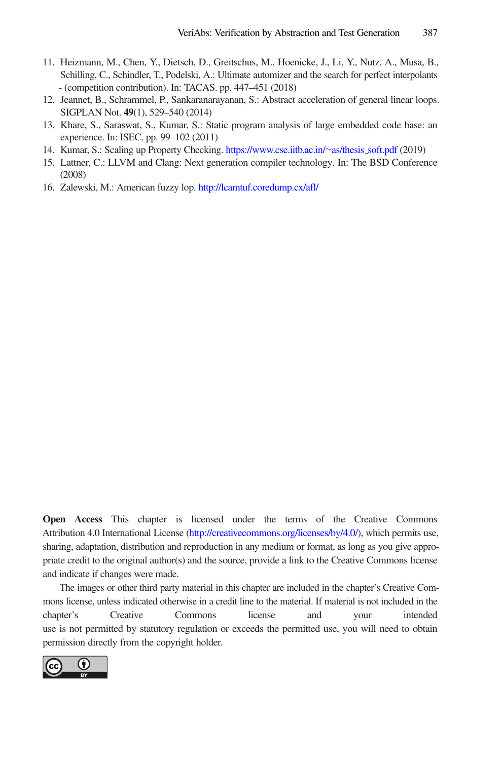11. Heizmann, M., Chen, Y., Dietsch, D., Greitschus, M., Hoenicke, J., Li, Y., Nutz, A., Musa, B., Schilling, C., Schindler, T., Podelski, A.: Ultimate automizer and the search for perfect interpolants - (competition contribution). In: TACAS. pp. 447–451 (2018)
12. Jeannet, B., Schrammel, P., Sankaranarayanan, S.: Abstract acceleration of general linear loops. SIGPLAN Not. **49**(1), 529–540 (2014)
13. Khare, S., Saraswat, S., Kumar, S.: Static program analysis of large embedded code base: an experience. In: ISEC. pp. 99–102 (2011)
14. Kumar, S.: Scaling up Property Checking. https://www.cse.iitb.ac.in/~as/thesis_soft.pdf (2019)
15. Lattner, C.: LLVM and Clang: Next generation compiler technology. In: The BSD Conference (2008)
16. Zalewski, M.: American fuzzy lop. http://lcamtuf.coredump.cx/afl/

**Open Access** This chapter is licensed under the terms of the Creative Commons Attribution 4.0 International License (http://creativecommons.org/licenses/by/4.0/), which permits use, sharing, adaptation, distribution and reproduction in any medium or format, as long as you give appropriate credit to the original author(s) and the source, provide a link to the Creative Commons license and indicate if changes were made.

The images or other third party material in this chapter are included in the chapter's Creative Commons license, unless indicated otherwise in a credit line to the material. If material is not included in the chapter's Creative Commons license and your intended use is not permitted by statutory regulation or exceeds the permitted use, you will need to obtain permission directly from the copyright holder.